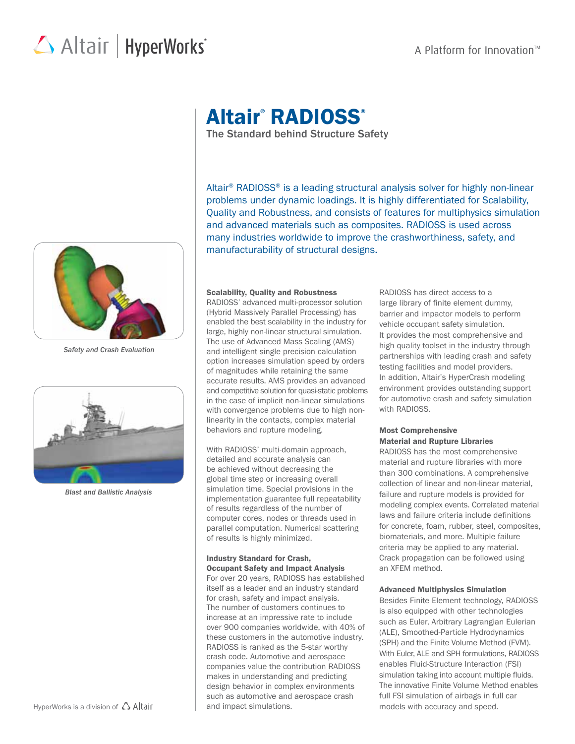# Altair® RADIOSS®

The Standard behind Structure Safety

Altair® RADIOSS® is a leading structural analysis solver for highly non-linear problems under dynamic loadings. It is highly differentiated for Scalability, Quality and Robustness, and consists of features for multiphysics simulation and advanced materials such as composites. RADIOSS is used across many industries worldwide to improve the crashworthiness, safety, and manufacturability of structural designs.

*Safety and Crash Evaluation*

*Blast and Ballistic Analysis*

### Scalability, Quality and Robustness

RADIOSS' advanced multi-processor solution (Hybrid Massively Parallel Processing) has enabled the best scalability in the industry for large, highly non-linear structural simulation. The use of Advanced Mass Scaling (AMS) and intelligent single precision calculation option increases simulation speed by orders of magnitudes while retaining the same accurate results. AMS provides an advanced and competitive solution for quasi-static problems in the case of implicit non-linear simulations with convergence problems due to high non-linearity in the contacts, complex material behaviors and rupture modeling.

With RADIOSS' multi-domain approach, detailed and accurate analysis can be achieved without decreasing the global time step or increasing overall simulation time. Special provisions in the implementation guarantee full repeatability of results regardless of the number of computer cores, nodes or threads used in parallel computation. Numerical scattering of results is highly minimized.

### Industry Standard for Crash, Occupant Safety and Impact Analysis

For over 20 years, RADIOSS has established itself as a leader and an industry standard for crash, safety and impact analysis. The number of customers continues to increase at an impressive rate to include over 900 companies worldwide, with 40% of these customers in the automotive industry. RADIOSS is ranked as the 5-star worthy crash code. Automotive and aerospace companies value the contribution RADIOSS makes in understanding and predicting design behavior in complex environments such as automotive and aerospace crash and impact simulations.

RADIOSS has direct access to a large library of finite element dummy, barrier and impactor models to perform vehicle occupant safety simulation. It provides the most comprehensive and high quality toolset in the industry through partnerships with leading crash and safety testing facilities and model providers. In addition, Altair's HyperCrash modeling environment provides outstanding support for automotive crash and safety simulation with RADIOSS.

### Most Comprehensive Material and Rupture Libraries

RADIOSS has the most comprehensive material and rupture libraries with more than 300 combinations. A comprehensive collection of linear and non-linear material, failure and rupture models is provided for modeling complex events. Correlated material laws and failure criteria include definitions for concrete, foam, rubber, steel, composites, biomaterials, and more. Multiple failure criteria may be applied to any material. Crack propagation can be followed using an XFEM method.

### Advanced Multiphysics Simulation

Besides Finite Element technology, RADIOSS is also equipped with other technologies such as Euler, Arbitrary Lagrangian Eulerian (ALE), Smoothed-Particle Hydrodynamics (SPH) and the Finite Volume Method (FVM). With Euler, ALE and SPH formulations, RADIOSS enables Fluid-Structure Interaction (FSI) simulation taking into account multiple fluids. The innovative Finite Volume Method enables full FSI simulation of airbags in full car models with accuracy and speed.

HyperWorks is a division of Altair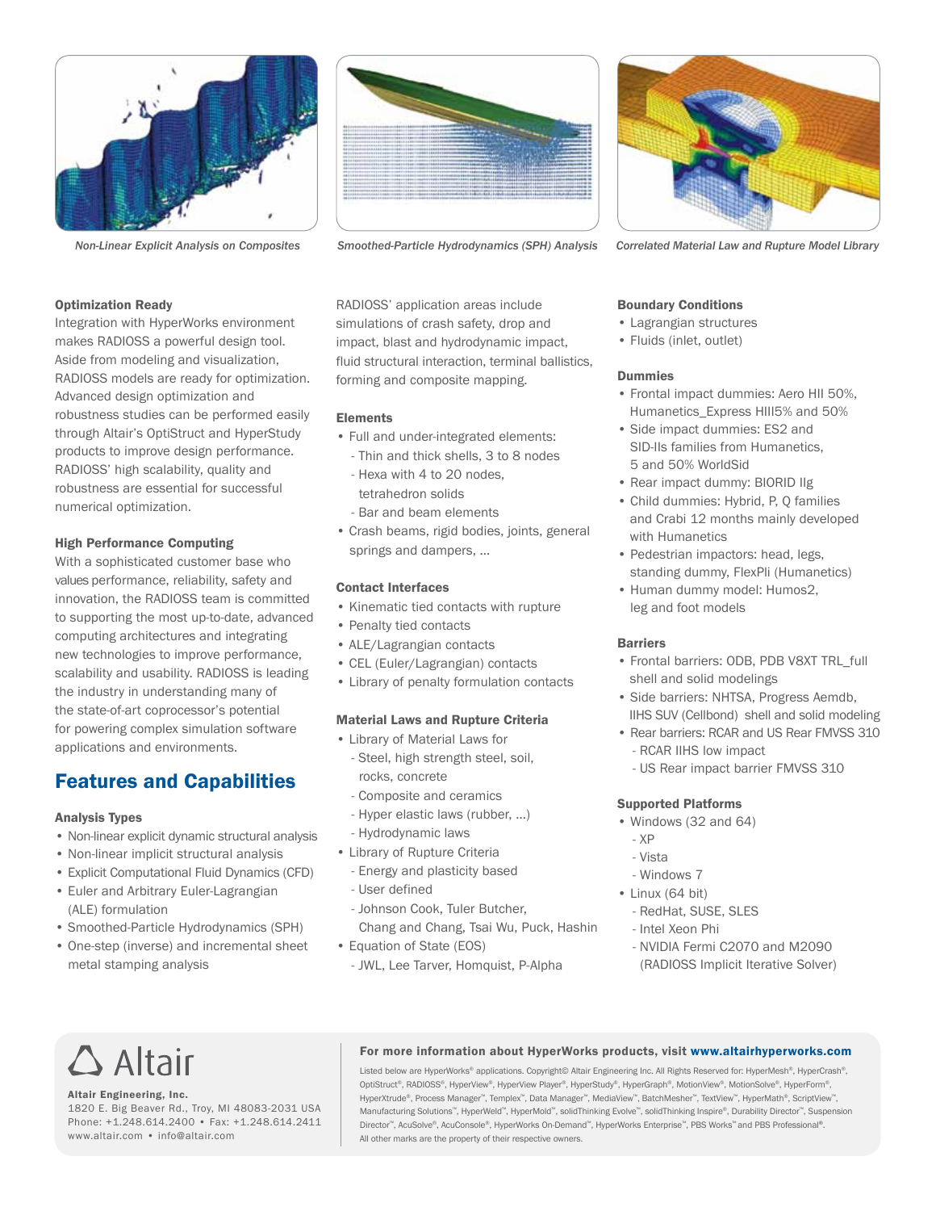*Non-Linear Explicit Analysis on Composites*

*Smoothed-Particle Hydrodynamics (SPH) Analysis*

*Correlated Material Law and Rupture Model Library*

**Optimization Ready**

Integration with HyperWorks environment makes RADIOSS a powerful design tool. Aside from modeling and visualization, RADIOSS models are ready for optimization. Advanced design optimization and robustness studies can be performed easily through Altair's OptiStruct and HyperStudy products to improve design performance. RADIOSS' high scalability, quality and robustness are essential for successful numerical optimization.

**High Performance Computing**

With a sophisticated customer base who values performance, reliability, safety and innovation, the RADIOSS team is committed to supporting the most up-to-date, advanced computing architectures and integrating new technologies to improve performance, scalability and usability. RADIOSS is leading the industry in understanding many of the state-of-art coprocessor's potential for powering complex simulation software applications and environments.

## Features and Capabilities

**Analysis Types**

- Non-linear explicit dynamic structural analysis
- Non-linear implicit structural analysis
- Explicit Computational Fluid Dynamics (CFD)
- Euler and Arbitrary Euler-Lagrangian (ALE) formulation
- Smoothed-Particle Hydrodynamics (SPH)
- One-step (inverse) and incremental sheet metal stamping analysis

RADIOSS' application areas include simulations of crash safety, drop and impact, blast and hydrodynamic impact, fluid structural interaction, terminal ballistics, forming and composite mapping.

**Elements**

- Full and under-integrated elements:
  - Thin and thick shells, 3 to 8 nodes
  - Hexa with 4 to 20 nodes, tetrahedron solids
  - Bar and beam elements
- Crash beams, rigid bodies, joints, general springs and dampers, ...

**Contact Interfaces**

- Kinematic tied contacts with rupture
- Penalty tied contacts
- ALE/Lagrangian contacts
- CEL (Euler/Lagrangian) contacts
- Library of penalty formulation contacts

**Material Laws and Rupture Criteria**

- Library of Material Laws for
  - Steel, high strength steel, soil, rocks, concrete
  - Composite and ceramics
  - Hyper elastic laws (rubber, ...)
  - Hydrodynamic laws
- Library of Rupture Criteria
  - Energy and plasticity based
  - User defined
  - Johnson Cook, Tuler Butcher, Chang and Chang, Tsai Wu, Puck, Hashin
- Equation of State (EOS)
  - JWL, Lee Tarver, Homquist, P-Alpha

**Boundary Conditions**

- Lagrangian structures
- Fluids (inlet, outlet)

**Dummies**

- Frontal impact dummies: Aero HII 50%, Humanetics_Express HIII5% and 50%
- Side impact dummies: ES2 and SID-IIs families from Humanetics, 5 and 50% WorldSid
- Rear impact dummy: BIORID IIg
- Child dummies: Hybrid, P, Q families and Crabi 12 months mainly developed with Humanetics
- Pedestrian impactors: head, legs, standing dummy, FlexPli (Humanetics)
- Human dummy model: Humos2, leg and foot models

**Barriers**

- Frontal barriers: ODB, PDB V8XT TRL_full shell and solid modelings
- Side barriers: NHTSA, Progress Aemdb, IIHS SUV (Cellbond) shell and solid modeling
- Rear barriers: RCAR and US Rear FMVSS 310
  - RCAR IIHS low impact
  - US Rear impact barrier FMVSS 310

**Supported Platforms**

- Windows (32 and 64)
  - XP
  - Vista
  - Windows 7
- Linux (64 bit)
  - RedHat, SUSE, SLES
  - Intel Xeon Phi
  - NVIDIA Fermi C2070 and M2090 (RADIOSS Implicit Iterative Solver)

Altair

**Altair Engineering, Inc.**
1820 E. Big Beaver Rd., Troy, MI 48083-2031 USA
Phone: +1.248.614.2400 • Fax: +1.248.614.2411
www.altair.com • info@altair.com

**For more information about HyperWorks products, visit www.altairhyperworks.com**

Listed below are HyperWorks® applications. Copyright© Altair Engineering Inc. All Rights Reserved for: HyperMesh®, HyperCrash®, OptiStruct®, RADIOSS®, HyperView®, HyperView Player®, HyperStudy®, HyperGraph®, MotionView®, MotionSolve®, HyperForm®, HyperXtrude®, Process Manager™, Templex™, Data Manager™, MediaView™, BatchMesher™, TextView™, HyperMath®, ScriptView™, Manufacturing Solutions™, HyperWeld™, HyperMold™, solidThinking Evolve™, solidThinking Inspire®, Durability Director™, Suspension Director™, AcuSolve®, AcuConsole®, HyperWorks On-Demand™, HyperWorks Enterprise™, PBS Works™ and PBS Professional®. All other marks are the property of their respective owners.